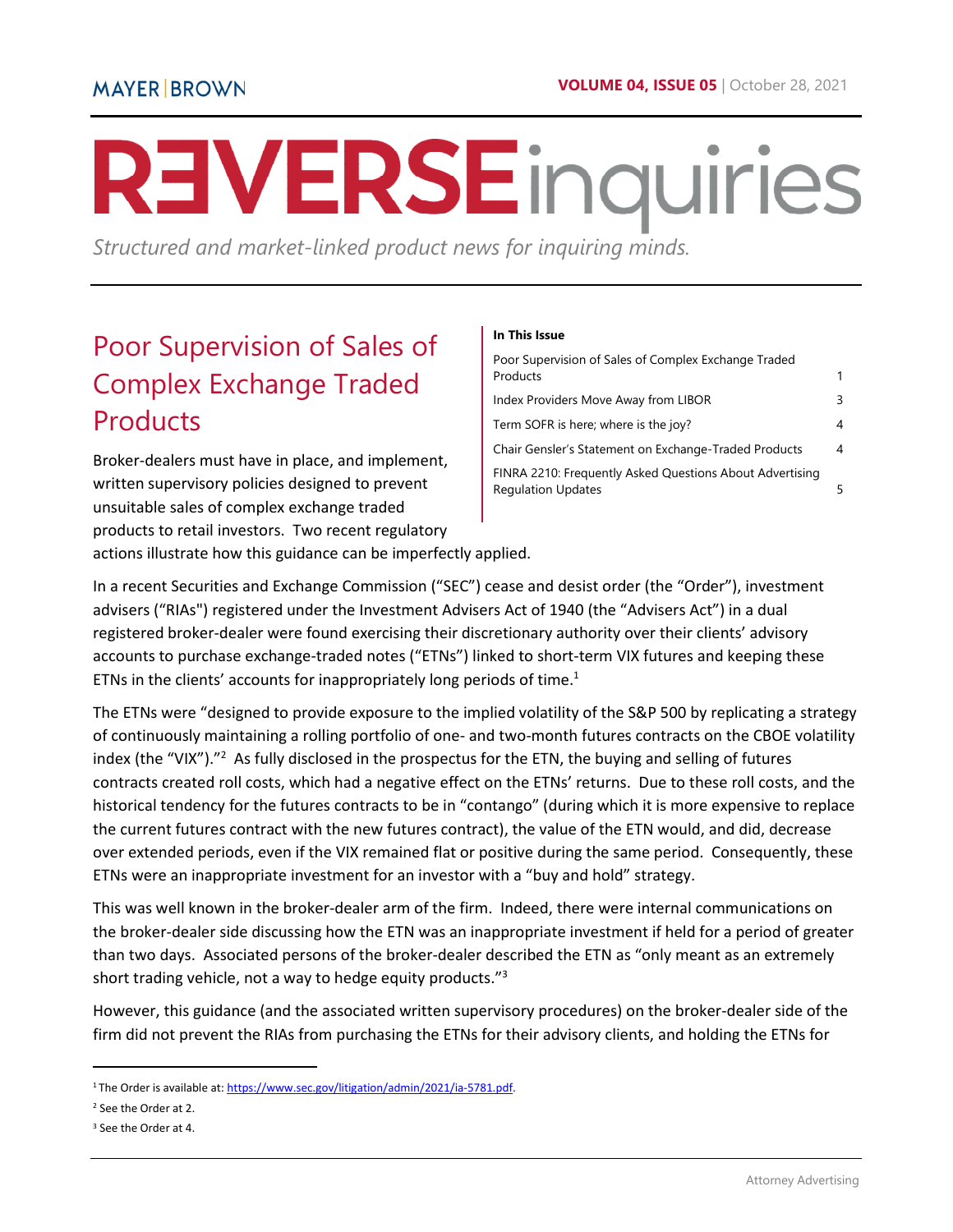MAYER | BROWN

**VOLUME 04, ISSUE 05** | October 28, 2021

# REVERSE inquiries

*Structured and market-linked product news for inquiring minds.*

## Poor Supervision of Sales of Complex Exchange Traded Products

Broker-dealers must have in place, and implement, written supervisory policies designed to prevent unsuitable sales of complex exchange traded products to retail investors. Two recent regulatory actions illustrate how this guidance can be imperfectly applied.

**In This Issue**

| | |
|---|---|
| Poor Supervision of Sales of Complex Exchange Traded Products | 1 |
| Index Providers Move Away from LIBOR | 3 |
| Term SOFR is here; where is the joy? | 4 |
| Chair Gensler's Statement on Exchange-Traded Products | 4 |
| FINRA 2210: Frequently Asked Questions About Advertising Regulation Updates | 5 |

In a recent Securities and Exchange Commission ("SEC") cease and desist order (the "Order"), investment advisers ("RIAs") registered under the Investment Advisers Act of 1940 (the "Advisers Act") in a dual registered broker-dealer were found exercising their discretionary authority over their clients' advisory accounts to purchase exchange-traded notes ("ETNs") linked to short-term VIX futures and keeping these ETNs in the clients' accounts for inappropriately long periods of time.[1]

The ETNs were "designed to provide exposure to the implied volatility of the S&P 500 by replicating a strategy of continuously maintaining a rolling portfolio of one- and two-month futures contracts on the CBOE volatility index (the "VIX")."[2] As fully disclosed in the prospectus for the ETN, the buying and selling of futures contracts created roll costs, which had a negative effect on the ETNs' returns. Due to these roll costs, and the historical tendency for the futures contracts to be in "contango" (during which it is more expensive to replace the current futures contract with the new futures contract), the value of the ETN would, and did, decrease over extended periods, even if the VIX remained flat or positive during the same period. Consequently, these ETNs were an inappropriate investment for an investor with a "buy and hold" strategy.

This was well known in the broker-dealer arm of the firm. Indeed, there were internal communications on the broker-dealer side discussing how the ETN was an inappropriate investment if held for a period of greater than two days. Associated persons of the broker-dealer described the ETN as "only meant as an extremely short trading vehicle, not a way to hedge equity products."[3]

However, this guidance (and the associated written supervisory procedures) on the broker-dealer side of the firm did not prevent the RIAs from purchasing the ETNs for their advisory clients, and holding the ETNs for

---

[1] The Order is available at: https://www.sec.gov/litigation/admin/2021/ia-5781.pdf.

[2] See the Order at 2.

[3] See the Order at 4.

Attorney Advertising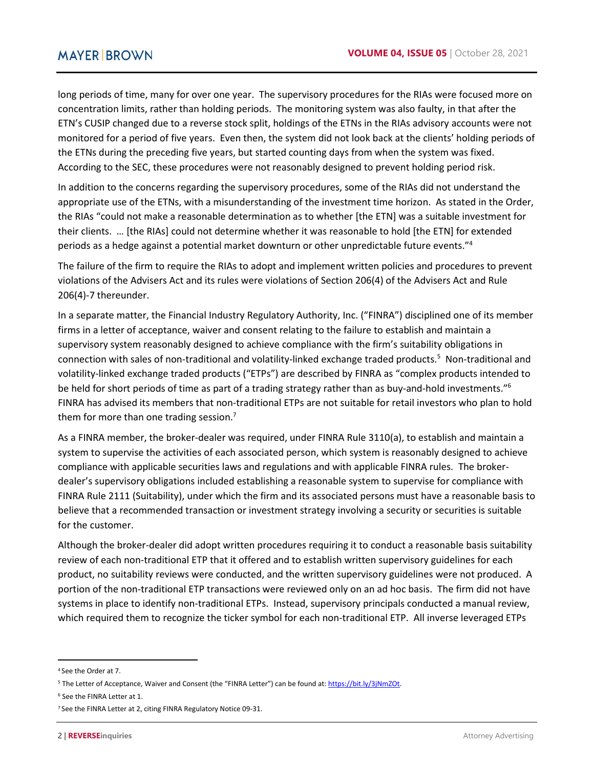long periods of time, many for over one year. The supervisory procedures for the RIAs were focused more on concentration limits, rather than holding periods. The monitoring system was also faulty, in that after the ETN's CUSIP changed due to a reverse stock split, holdings of the ETNs in the RIAs advisory accounts were not monitored for a period of five years. Even then, the system did not look back at the clients' holding periods of the ETNs during the preceding five years, but started counting days from when the system was fixed. According to the SEC, these procedures were not reasonably designed to prevent holding period risk.

In addition to the concerns regarding the supervisory procedures, some of the RIAs did not understand the appropriate use of the ETNs, with a misunderstanding of the investment time horizon. As stated in the Order, the RIAs "could not make a reasonable determination as to whether [the ETN] was a suitable investment for their clients. … [the RIAs] could not determine whether it was reasonable to hold [the ETN] for extended periods as a hedge against a potential market downturn or other unpredictable future events."[4]

The failure of the firm to require the RIAs to adopt and implement written policies and procedures to prevent violations of the Advisers Act and its rules were violations of Section 206(4) of the Advisers Act and Rule 206(4)-7 thereunder.

In a separate matter, the Financial Industry Regulatory Authority, Inc. ("FINRA") disciplined one of its member firms in a letter of acceptance, waiver and consent relating to the failure to establish and maintain a supervisory system reasonably designed to achieve compliance with the firm's suitability obligations in connection with sales of non-traditional and volatility-linked exchange traded products.[5] Non-traditional and volatility-linked exchange traded products ("ETPs") are described by FINRA as "complex products intended to be held for short periods of time as part of a trading strategy rather than as buy-and-hold investments."[6] FINRA has advised its members that non-traditional ETPs are not suitable for retail investors who plan to hold them for more than one trading session.[7]

As a FINRA member, the broker-dealer was required, under FINRA Rule 3110(a), to establish and maintain a system to supervise the activities of each associated person, which system is reasonably designed to achieve compliance with applicable securities laws and regulations and with applicable FINRA rules. The broker-dealer's supervisory obligations included establishing a reasonable system to supervise for compliance with FINRA Rule 2111 (Suitability), under which the firm and its associated persons must have a reasonable basis to believe that a recommended transaction or investment strategy involving a security or securities is suitable for the customer.

Although the broker-dealer did adopt written procedures requiring it to conduct a reasonable basis suitability review of each non-traditional ETP that it offered and to establish written supervisory guidelines for each product, no suitability reviews were conducted, and the written supervisory guidelines were not produced. A portion of the non-traditional ETP transactions were reviewed only on an ad hoc basis. The firm did not have systems in place to identify non-traditional ETPs. Instead, supervisory principals conducted a manual review, which required them to recognize the ticker symbol for each non-traditional ETP. All inverse leveraged ETPs

---

[4] See the Order at 7.

[5] The Letter of Acceptance, Waiver and Consent (the "FINRA Letter") can be found at: https://bit.ly/3jNmZOt.

[6] See the FINRA Letter at 1.

[7] See the FINRA Letter at 2, citing FINRA Regulatory Notice 09-31.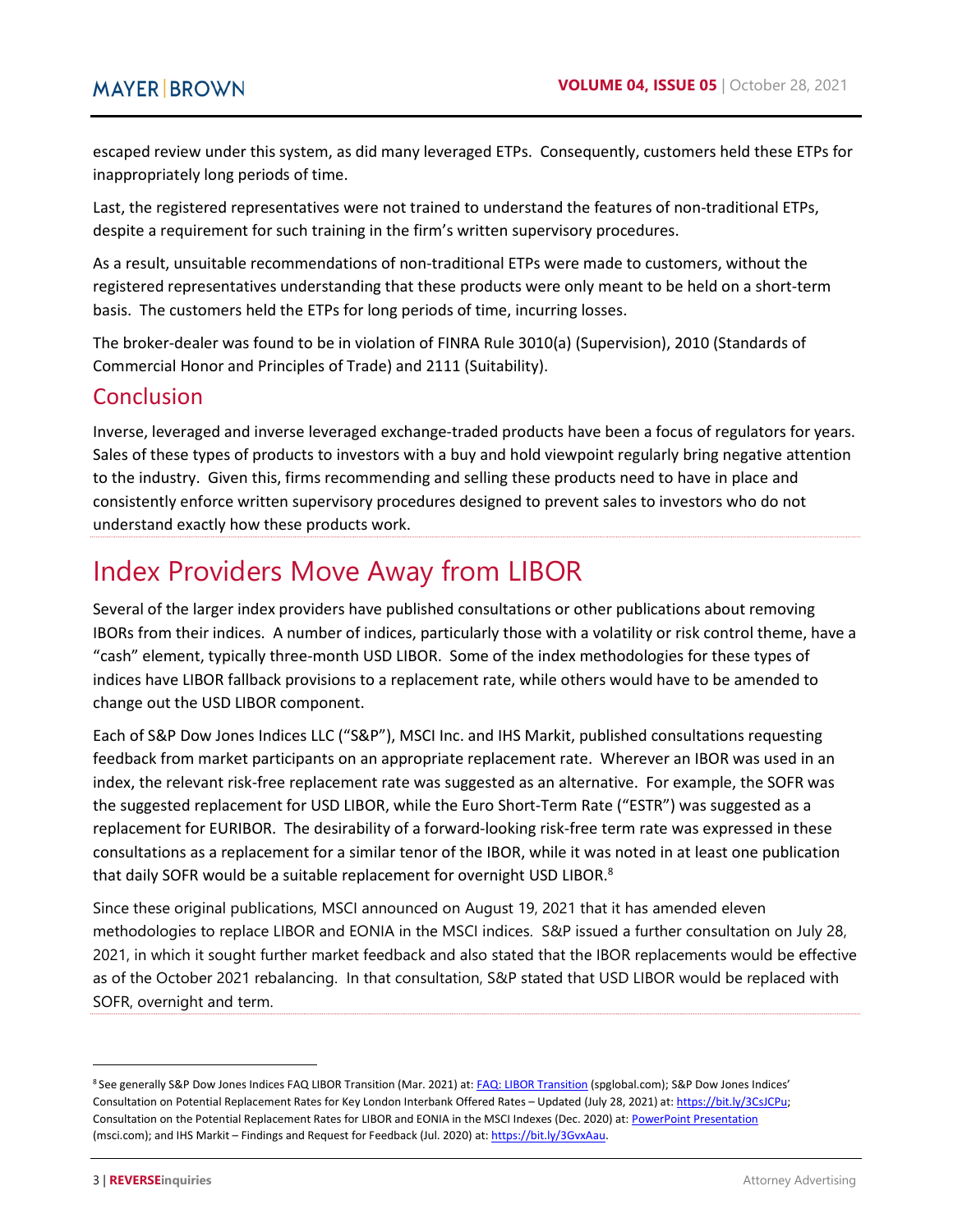escaped review under this system, as did many leveraged ETPs. Consequently, customers held these ETPs for inappropriately long periods of time.

Last, the registered representatives were not trained to understand the features of non-traditional ETPs, despite a requirement for such training in the firm's written supervisory procedures.

As a result, unsuitable recommendations of non-traditional ETPs were made to customers, without the registered representatives understanding that these products were only meant to be held on a short-term basis. The customers held the ETPs for long periods of time, incurring losses.

The broker-dealer was found to be in violation of FINRA Rule 3010(a) (Supervision), 2010 (Standards of Commercial Honor and Principles of Trade) and 2111 (Suitability).

## Conclusion

Inverse, leveraged and inverse leveraged exchange-traded products have been a focus of regulators for years. Sales of these types of products to investors with a buy and hold viewpoint regularly bring negative attention to the industry. Given this, firms recommending and selling these products need to have in place and consistently enforce written supervisory procedures designed to prevent sales to investors who do not understand exactly how these products work.

# Index Providers Move Away from LIBOR

Several of the larger index providers have published consultations or other publications about removing IBORs from their indices. A number of indices, particularly those with a volatility or risk control theme, have a "cash" element, typically three-month USD LIBOR. Some of the index methodologies for these types of indices have LIBOR fallback provisions to a replacement rate, while others would have to be amended to change out the USD LIBOR component.

Each of S&P Dow Jones Indices LLC ("S&P"), MSCI Inc. and IHS Markit, published consultations requesting feedback from market participants on an appropriate replacement rate. Wherever an IBOR was used in an index, the relevant risk-free replacement rate was suggested as an alternative. For example, the SOFR was the suggested replacement for USD LIBOR, while the Euro Short-Term Rate ("ESTR") was suggested as a replacement for EURIBOR. The desirability of a forward-looking risk-free term rate was expressed in these consultations as a replacement for a similar tenor of the IBOR, while it was noted in at least one publication that daily SOFR would be a suitable replacement for overnight USD LIBOR.[8]

Since these original publications, MSCI announced on August 19, 2021 that it has amended eleven methodologies to replace LIBOR and EONIA in the MSCI indices. S&P issued a further consultation on July 28, 2021, in which it sought further market feedback and also stated that the IBOR replacements would be effective as of the October 2021 rebalancing. In that consultation, S&P stated that USD LIBOR would be replaced with SOFR, overnight and term.

---

[8] See generally S&P Dow Jones Indices FAQ LIBOR Transition (Mar. 2021) at: FAQ: LIBOR Transition (spglobal.com); S&P Dow Jones Indices' Consultation on Potential Replacement Rates for Key London Interbank Offered Rates – Updated (July 28, 2021) at: https://bit.ly/3CsJCPu; Consultation on the Potential Replacement Rates for LIBOR and EONIA in the MSCI Indexes (Dec. 2020) at: PowerPoint Presentation (msci.com); and IHS Markit – Findings and Request for Feedback (Jul. 2020) at: https://bit.ly/3GvxAau.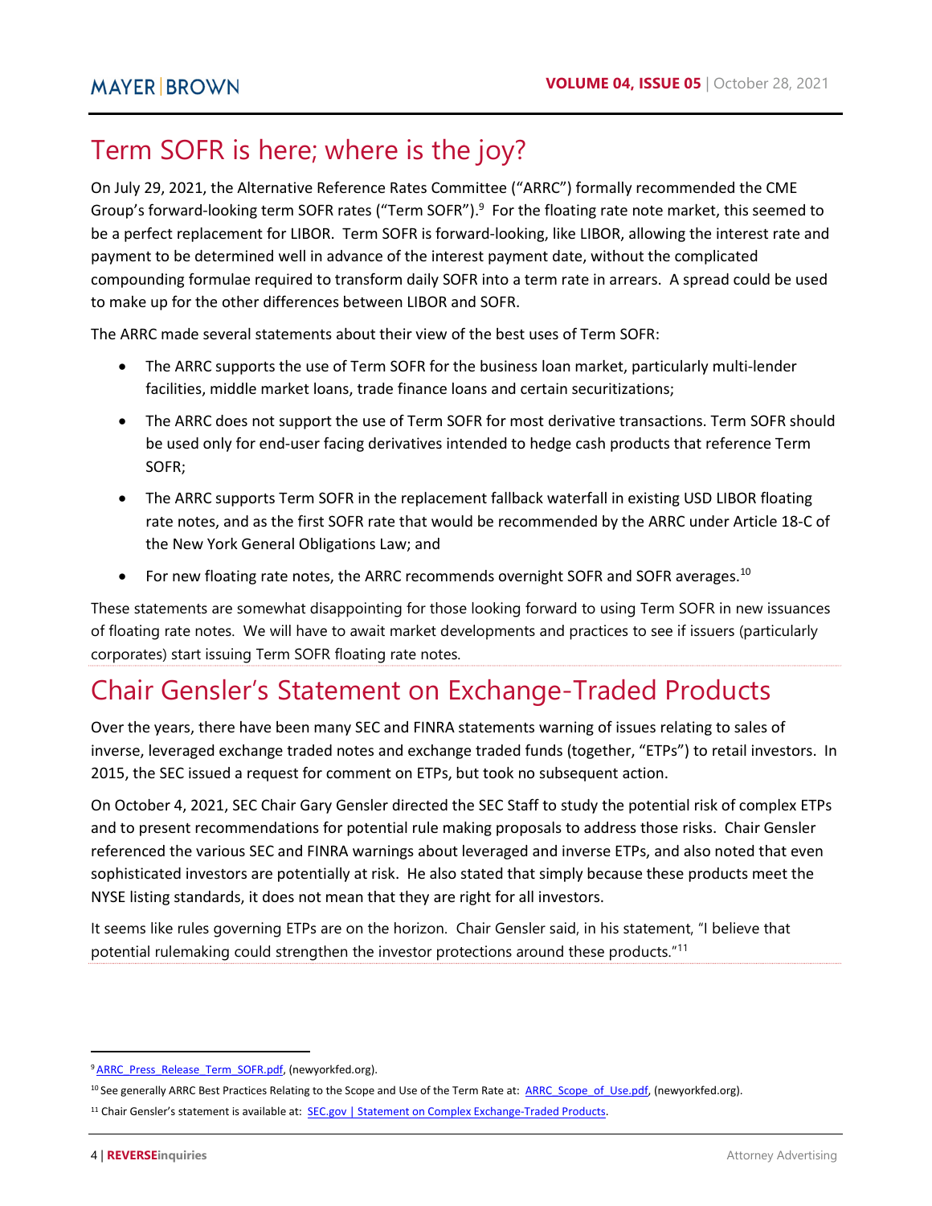# Term SOFR is here; where is the joy?

On July 29, 2021, the Alternative Reference Rates Committee ("ARRC") formally recommended the CME Group's forward-looking term SOFR rates ("Term SOFR").[9] For the floating rate note market, this seemed to be a perfect replacement for LIBOR. Term SOFR is forward-looking, like LIBOR, allowing the interest rate and payment to be determined well in advance of the interest payment date, without the complicated compounding formulae required to transform daily SOFR into a term rate in arrears. A spread could be used to make up for the other differences between LIBOR and SOFR.

The ARRC made several statements about their view of the best uses of Term SOFR:

- The ARRC supports the use of Term SOFR for the business loan market, particularly multi-lender facilities, middle market loans, trade finance loans and certain securitizations;
- The ARRC does not support the use of Term SOFR for most derivative transactions. Term SOFR should be used only for end-user facing derivatives intended to hedge cash products that reference Term SOFR;
- The ARRC supports Term SOFR in the replacement fallback waterfall in existing USD LIBOR floating rate notes, and as the first SOFR rate that would be recommended by the ARRC under Article 18-C of the New York General Obligations Law; and
- For new floating rate notes, the ARRC recommends overnight SOFR and SOFR averages.[10]

These statements are somewhat disappointing for those looking forward to using Term SOFR in new issuances of floating rate notes. We will have to await market developments and practices to see if issuers (particularly corporates) start issuing Term SOFR floating rate notes.

# Chair Gensler's Statement on Exchange-Traded Products

Over the years, there have been many SEC and FINRA statements warning of issues relating to sales of inverse, leveraged exchange traded notes and exchange traded funds (together, "ETPs") to retail investors. In 2015, the SEC issued a request for comment on ETPs, but took no subsequent action.

On October 4, 2021, SEC Chair Gary Gensler directed the SEC Staff to study the potential risk of complex ETPs and to present recommendations for potential rule making proposals to address those risks. Chair Gensler referenced the various SEC and FINRA warnings about leveraged and inverse ETPs, and also noted that even sophisticated investors are potentially at risk. He also stated that simply because these products meet the NYSE listing standards, it does not mean that they are right for all investors.

It seems like rules governing ETPs are on the horizon. Chair Gensler said, in his statement, "I believe that potential rulemaking could strengthen the investor protections around these products."[11]

---

[9] ARRC_Press_Release_Term_SOFR.pdf, (newyorkfed.org).

[10] See generally ARRC Best Practices Relating to the Scope and Use of the Term Rate at: ARRC_Scope_of_Use.pdf, (newyorkfed.org).

[11] Chair Gensler's statement is available at: SEC.gov | Statement on Complex Exchange-Traded Products.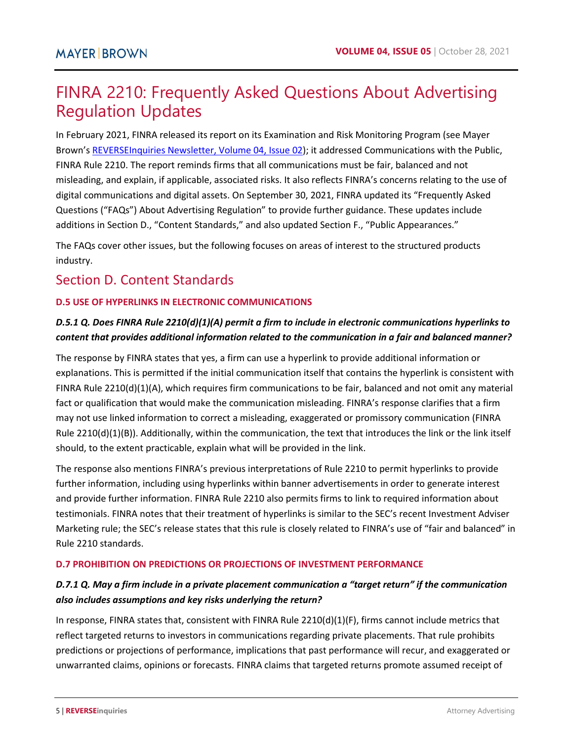# FINRA 2210: Frequently Asked Questions About Advertising Regulation Updates

In February 2021, FINRA released its report on its Examination and Risk Monitoring Program (see Mayer Brown's [REVERSEInquiries Newsletter, Volume 04, Issue 02](#)); it addressed Communications with the Public, FINRA Rule 2210. The report reminds firms that all communications must be fair, balanced and not misleading, and explain, if applicable, associated risks. It also reflects FINRA's concerns relating to the use of digital communications and digital assets. On September 30, 2021, FINRA updated its "Frequently Asked Questions ("FAQs") About Advertising Regulation" to provide further guidance. These updates include additions in Section D., "Content Standards," and also updated Section F., "Public Appearances."

The FAQs cover other issues, but the following focuses on areas of interest to the structured products industry.

## Section D. Content Standards

### D.5 USE OF HYPERLINKS IN ELECTRONIC COMMUNICATIONS

***D.5.1 Q. Does FINRA Rule 2210(d)(1)(A) permit a firm to include in electronic communications hyperlinks to content that provides additional information related to the communication in a fair and balanced manner?***

The response by FINRA states that yes, a firm can use a hyperlink to provide additional information or explanations. This is permitted if the initial communication itself that contains the hyperlink is consistent with FINRA Rule 2210(d)(1)(A), which requires firm communications to be fair, balanced and not omit any material fact or qualification that would make the communication misleading. FINRA's response clarifies that a firm may not use linked information to correct a misleading, exaggerated or promissory communication (FINRA Rule 2210(d)(1)(B)). Additionally, within the communication, the text that introduces the link or the link itself should, to the extent practicable, explain what will be provided in the link.

The response also mentions FINRA's previous interpretations of Rule 2210 to permit hyperlinks to provide further information, including using hyperlinks within banner advertisements in order to generate interest and provide further information. FINRA Rule 2210 also permits firms to link to required information about testimonials. FINRA notes that their treatment of hyperlinks is similar to the SEC's recent Investment Adviser Marketing rule; the SEC's release states that this rule is closely related to FINRA's use of "fair and balanced" in Rule 2210 standards.

### D.7 PROHIBITION ON PREDICTIONS OR PROJECTIONS OF INVESTMENT PERFORMANCE

***D.7.1 Q. May a firm include in a private placement communication a "target return" if the communication also includes assumptions and key risks underlying the return?***

In response, FINRA states that, consistent with FINRA Rule 2210(d)(1)(F), firms cannot include metrics that reflect targeted returns to investors in communications regarding private placements. That rule prohibits predictions or projections of performance, implications that past performance will recur, and exaggerated or unwarranted claims, opinions or forecasts. FINRA claims that targeted returns promote assumed receipt of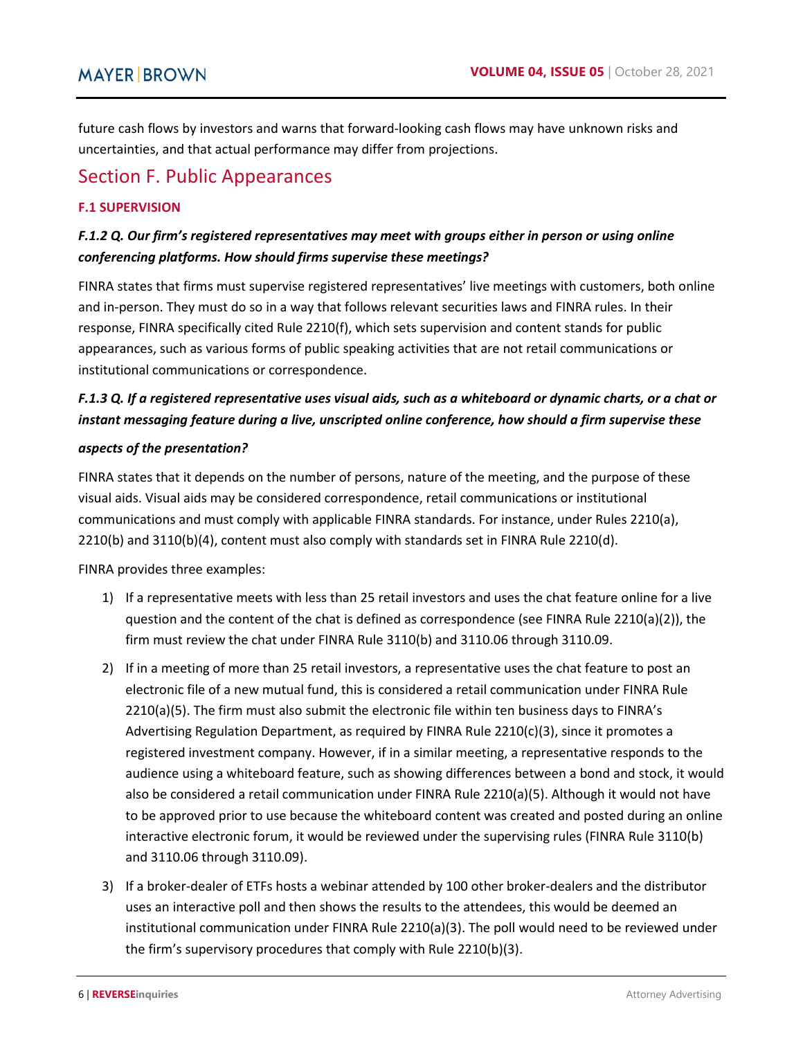future cash flows by investors and warns that forward-looking cash flows may have unknown risks and uncertainties, and that actual performance may differ from projections.

## Section F. Public Appearances

### F.1 SUPERVISION

#### *F.1.2 Q. Our firm's registered representatives may meet with groups either in person or using online conferencing platforms. How should firms supervise these meetings?*

FINRA states that firms must supervise registered representatives' live meetings with customers, both online and in-person. They must do so in a way that follows relevant securities laws and FINRA rules. In their response, FINRA specifically cited Rule 2210(f), which sets supervision and content stands for public appearances, such as various forms of public speaking activities that are not retail communications or institutional communications or correspondence.

#### *F.1.3 Q. If a registered representative uses visual aids, such as a whiteboard or dynamic charts, or a chat or instant messaging feature during a live, unscripted online conference, how should a firm supervise these aspects of the presentation?*

FINRA states that it depends on the number of persons, nature of the meeting, and the purpose of these visual aids. Visual aids may be considered correspondence, retail communications or institutional communications and must comply with applicable FINRA standards. For instance, under Rules 2210(a), 2210(b) and 3110(b)(4), content must also comply with standards set in FINRA Rule 2210(d).

FINRA provides three examples:

1) If a representative meets with less than 25 retail investors and uses the chat feature online for a live question and the content of the chat is defined as correspondence (see FINRA Rule 2210(a)(2)), the firm must review the chat under FINRA Rule 3110(b) and 3110.06 through 3110.09.
2) If in a meeting of more than 25 retail investors, a representative uses the chat feature to post an electronic file of a new mutual fund, this is considered a retail communication under FINRA Rule 2210(a)(5). The firm must also submit the electronic file within ten business days to FINRA's Advertising Regulation Department, as required by FINRA Rule 2210(c)(3), since it promotes a registered investment company. However, if in a similar meeting, a representative responds to the audience using a whiteboard feature, such as showing differences between a bond and stock, it would also be considered a retail communication under FINRA Rule 2210(a)(5). Although it would not have to be approved prior to use because the whiteboard content was created and posted during an online interactive electronic forum, it would be reviewed under the supervising rules (FINRA Rule 3110(b) and 3110.06 through 3110.09).
3) If a broker-dealer of ETFs hosts a webinar attended by 100 other broker-dealers and the distributor uses an interactive poll and then shows the results to the attendees, this would be deemed an institutional communication under FINRA Rule 2210(a)(3). The poll would need to be reviewed under the firm's supervisory procedures that comply with Rule 2210(b)(3).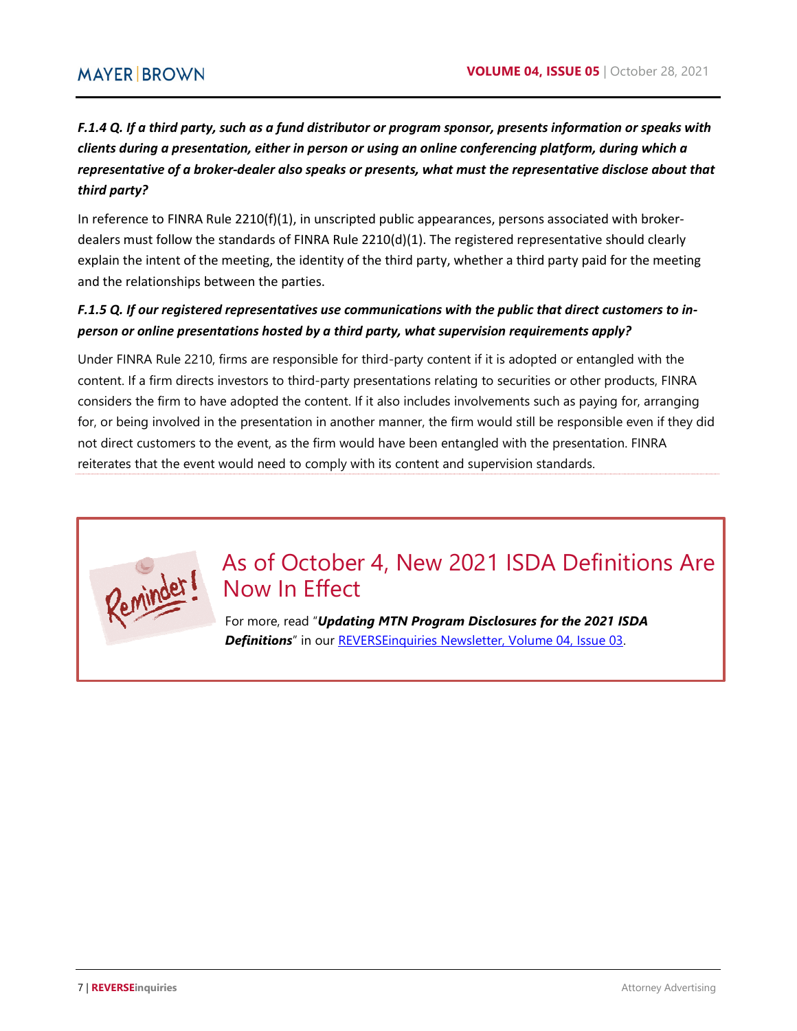***F.1.4 Q. If a third party, such as a fund distributor or program sponsor, presents information or speaks with clients during a presentation, either in person or using an online conferencing platform, during which a representative of a broker-dealer also speaks or presents, what must the representative disclose about that third party?***

In reference to FINRA Rule 2210(f)(1), in unscripted public appearances, persons associated with broker-dealers must follow the standards of FINRA Rule 2210(d)(1). The registered representative should clearly explain the intent of the meeting, the identity of the third party, whether a third party paid for the meeting and the relationships between the parties.

***F.1.5 Q. If our registered representatives use communications with the public that direct customers to in-person or online presentations hosted by a third party, what supervision requirements apply?***

Under FINRA Rule 2210, firms are responsible for third-party content if it is adopted or entangled with the content. If a firm directs investors to third-party presentations relating to securities or other products, FINRA considers the firm to have adopted the content. If it also includes involvements such as paying for, arranging for, or being involved in the presentation in another manner, the firm would still be responsible even if they did not direct customers to the event, as the firm would have been entangled with the presentation. FINRA reiterates that the event would need to comply with its content and supervision standards.

## As of October 4, New 2021 ISDA Definitions Are Now In Effect

For more, read "***Updating MTN Program Disclosures for the 2021 ISDA Definitions***" in our REVERSEinquiries Newsletter, Volume 04, Issue 03.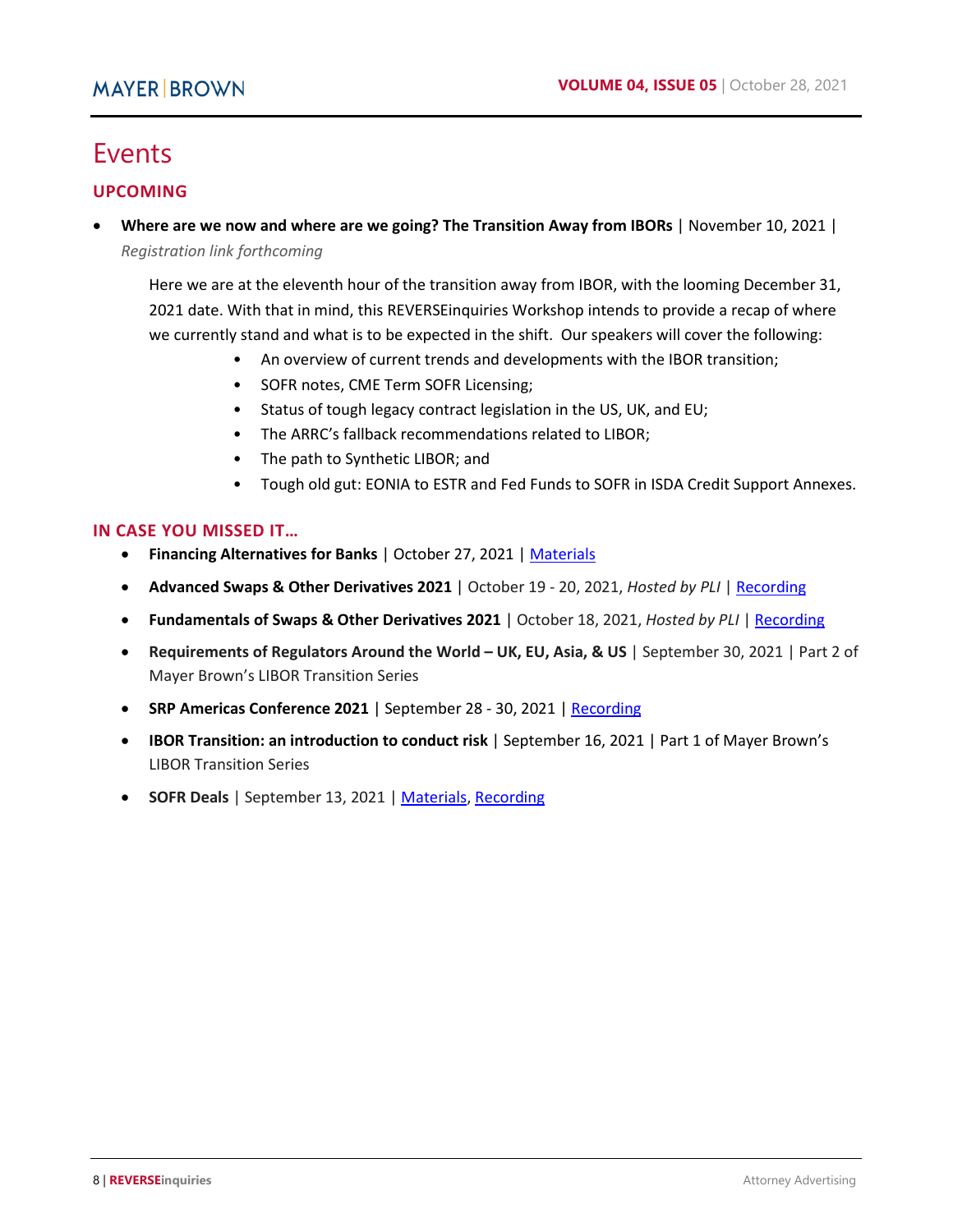# Events

## UPCOMING

- **Where are we now and where are we going? The Transition Away from IBORs** | November 10, 2021 | *Registration link forthcoming*

  Here we are at the eleventh hour of the transition away from IBOR, with the looming December 31, 2021 date. With that in mind, this REVERSEinquiries Workshop intends to provide a recap of where we currently stand and what is to be expected in the shift. Our speakers will cover the following:

  - An overview of current trends and developments with the IBOR transition;
  - SOFR notes, CME Term SOFR Licensing;
  - Status of tough legacy contract legislation in the US, UK, and EU;
  - The ARRC's fallback recommendations related to LIBOR;
  - The path to Synthetic LIBOR; and
  - Tough old gut: EONIA to ESTR and Fed Funds to SOFR in ISDA Credit Support Annexes.

## IN CASE YOU MISSED IT…

- **Financing Alternatives for Banks** | October 27, 2021 | Materials
- **Advanced Swaps & Other Derivatives 2021** | October 19 - 20, 2021, *Hosted by PLI* | Recording
- **Fundamentals of Swaps & Other Derivatives 2021** | October 18, 2021, *Hosted by PLI* | Recording
- **Requirements of Regulators Around the World – UK, EU, Asia, & US** | September 30, 2021 | Part 2 of Mayer Brown's LIBOR Transition Series
- **SRP Americas Conference 2021** | September 28 - 30, 2021 | Recording
- **IBOR Transition: an introduction to conduct risk** | September 16, 2021 | Part 1 of Mayer Brown's LIBOR Transition Series
- **SOFR Deals** | September 13, 2021 | Materials, Recording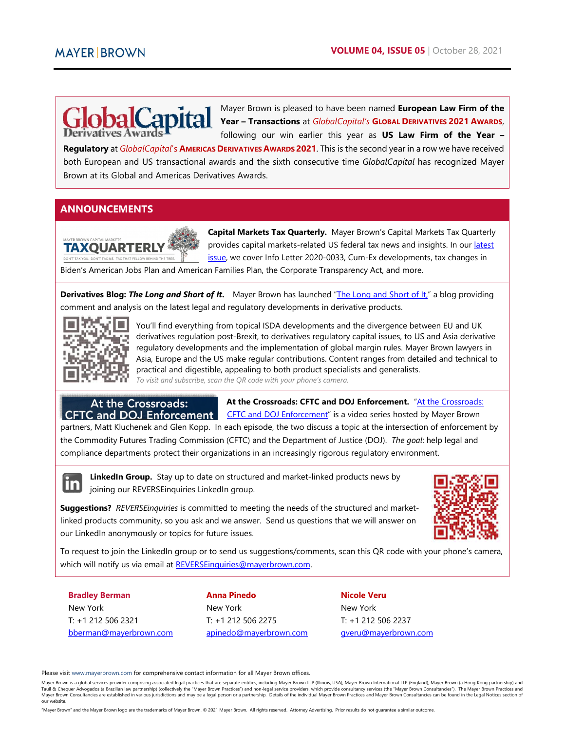Mayer Brown is pleased to have been named **European Law Firm of the Year – Transactions** at *GlobalCapital's* **GLOBAL DERIVATIVES 2021 AWARDS**, following our win earlier this year as **US Law Firm of the Year – Regulatory** at *GlobalCapital's* **AMERICAS DERIVATIVES AWARDS 2021**. This is the second year in a row we have received both European and US transactional awards and the sixth consecutive time *GlobalCapital* has recognized Mayer Brown at its Global and Americas Derivatives Awards.

## ANNOUNCEMENTS

**Capital Markets Tax Quarterly.** Mayer Brown's Capital Markets Tax Quarterly provides capital markets-related US federal tax news and insights. In our latest issue, we cover Info Letter 2020-0033, Cum-Ex developments, tax changes in Biden's American Jobs Plan and American Families Plan, the Corporate Transparency Act, and more.

**Derivatives Blog: *The Long and Short of It*.** Mayer Brown has launched "The Long and Short of It," a blog providing comment and analysis on the latest legal and regulatory developments in derivative products.

You'll find everything from topical ISDA developments and the divergence between EU and UK derivatives regulation post-Brexit, to derivatives regulatory capital issues, to US and Asia derivative regulatory developments and the implementation of global margin rules. Mayer Brown lawyers in Asia, Europe and the US make regular contributions. Content ranges from detailed and technical to practical and digestible, appealing to both product specialists and generalists.

*To visit and subscribe, scan the QR code with your phone's camera.*

**At the Crossroads: CFTC and DOJ Enforcement.** "At the Crossroads: CFTC and DOJ Enforcement" is a video series hosted by Mayer Brown partners, Matt Kluchenek and Glen Kopp. In each episode, the two discuss a topic at the intersection of enforcement by the Commodity Futures Trading Commission (CFTC) and the Department of Justice (DOJ). *The goal*: help legal and compliance departments protect their organizations in an increasingly rigorous regulatory environment.

**LinkedIn Group.** Stay up to date on structured and market-linked products news by joining our REVERSEinquiries LinkedIn group.

**Suggestions?** *REVERSEinquiries* is committed to meeting the needs of the structured and market-linked products community, so you ask and we answer. Send us questions that we will answer on our LinkedIn anonymously or topics for future issues.

To request to join the LinkedIn group or to send us suggestions/comments, scan this QR code with your phone's camera, which will notify us via email at REVERSEinquiries@mayerbrown.com.

**Bradley Berman**
New York
T: +1 212 506 2321
bberman@mayerbrown.com

**Anna Pinedo**
New York
T: +1 212 506 2275
apinedo@mayerbrown.com

**Nicole Veru**
New York
T: +1 212 506 2237
gveru@mayerbrown.com

Please visit www.mayerbrown.com for comprehensive contact information for all Mayer Brown offices.

Mayer Brown is a global services provider comprising associated legal practices that are separate entities, including Mayer Brown LLP (Illinois, USA), Mayer Brown International LLP (England), Mayer Brown (a Hong Kong partnership) and Tauil & Chequer Advogados (a Brazilian law partnership) (collectively the "Mayer Brown Practices") and non-legal service providers, which provide consultancy services (the "Mayer Brown Consultancies"). The Mayer Brown Practices and Mayer Brown Consultancies are established in various jurisdictions and may be a legal person or a partnership. Details of the individual Mayer Brown Practices and Mayer Brown Consultancies can be found in the Legal Notices section of our website.

"Mayer Brown" and the Mayer Brown logo are the trademarks of Mayer Brown. © 2021 Mayer Brown. All rights reserved. Attorney Advertising. Prior results do not guarantee a similar outcome.